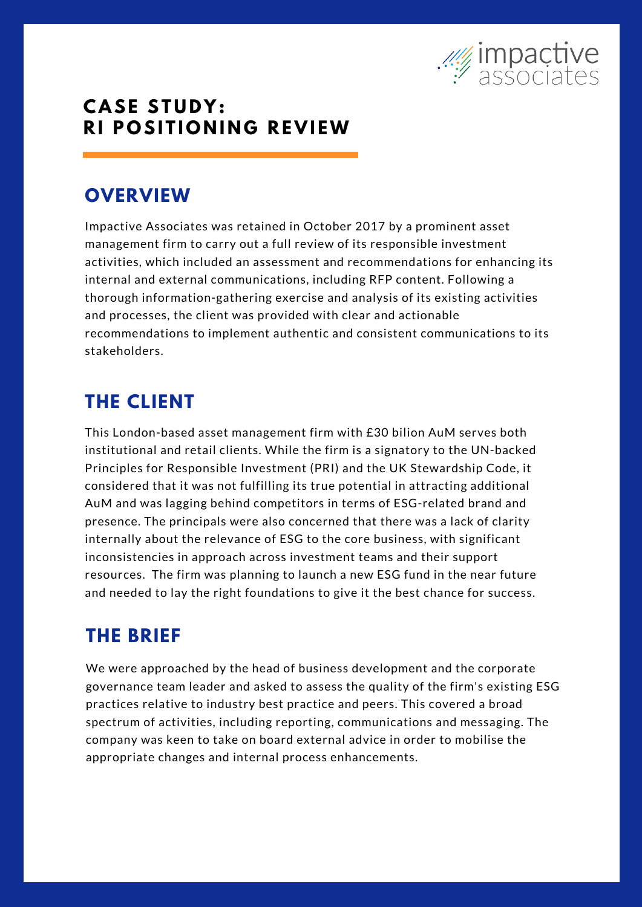# CASE STUDY: RI POSITIONING REVIEW

## OVERVIEW

Impactive Associates was retained in October 2017 by a prominent asset management firm to carry out a full review of its responsible investment activities, which included an assessment and recommendations for enhancing its internal and external communications, including RFP content. Following a thorough information-gathering exercise and analysis of its existing activities and processes, the client was provided with clear and actionable recommendations to implement authentic and consistent communications to its stakeholders.

## THE CLIENT

This London-based asset management firm with £30 bilion AuM serves both institutional and retail clients. While the firm is a signatory to the UN-backed Principles for Responsible Investment (PRI) and the UK Stewardship Code, it considered that it was not fulfilling its true potential in attracting additional AuM and was lagging behind competitors in terms of ESG-related brand and presence. The principals were also concerned that there was a lack of clarity internally about the relevance of ESG to the core business, with significant inconsistencies in approach across investment teams and their support resources. The firm was planning to launch a new ESG fund in the near future and needed to lay the right foundations to give it the best chance for success.

## THE BRIEF

We were approached by the head of business development and the corporate governance team leader and asked to assess the quality of the firm's existing ESG practices relative to industry best practice and peers. This covered a broad spectrum of activities, including reporting, communications and messaging. The company was keen to take on board external advice in order to mobilise the appropriate changes and internal process enhancements.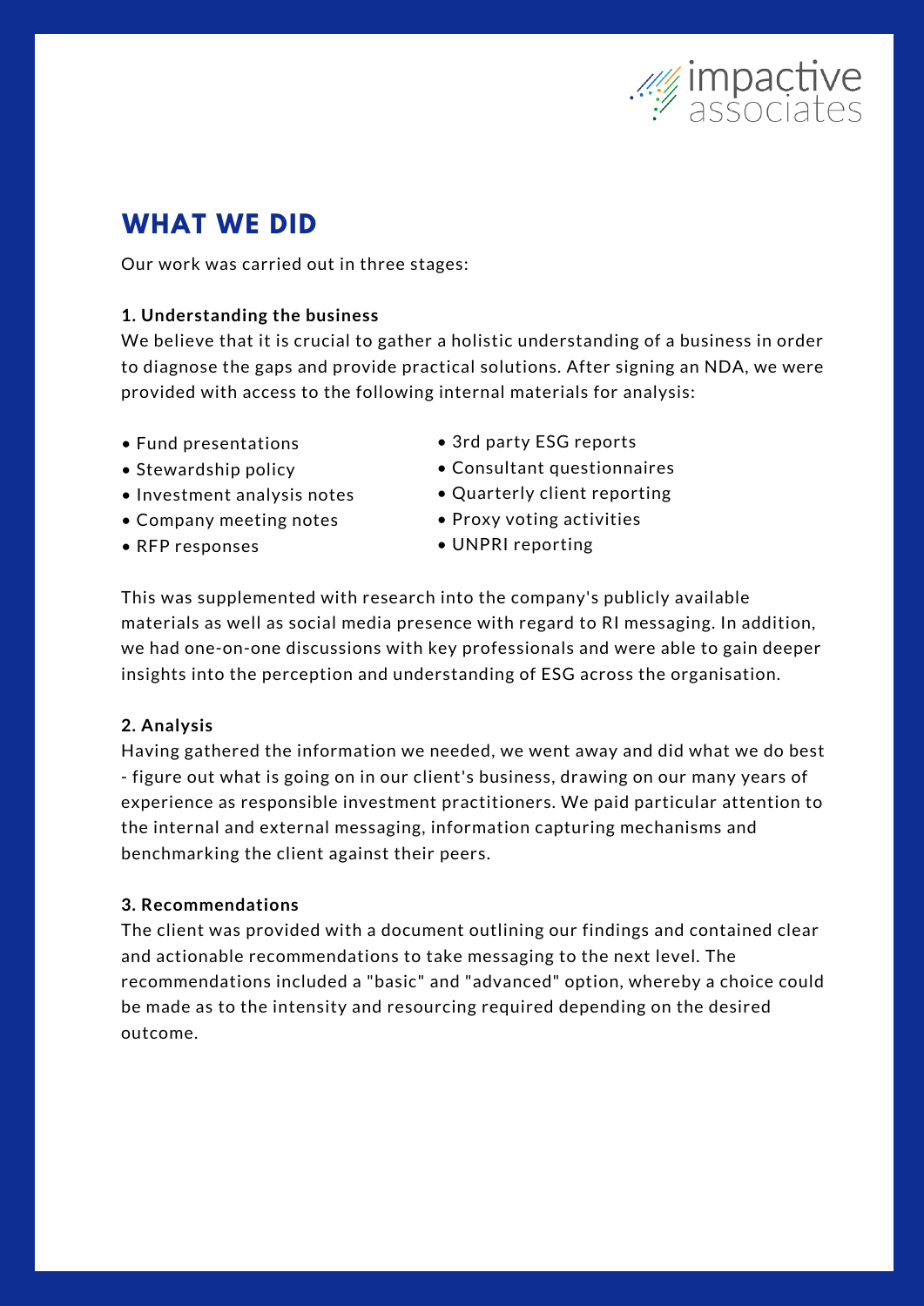## WHAT WE DID

Our work was carried out in three stages:

**1. Understanding the business**

We believe that it is crucial to gather a holistic understanding of a business in order to diagnose the gaps and provide practical solutions. After signing an NDA, we were provided with access to the following internal materials for analysis:

- Fund presentations
- Stewardship policy
- Investment analysis notes
- Company meeting notes
- RFP responses
- 3rd party ESG reports
- Consultant questionnaires
- Quarterly client reporting
- Proxy voting activities
- UNPRI reporting

This was supplemented with research into the company's publicly available materials as well as social media presence with regard to RI messaging. In addition, we had one-on-one discussions with key professionals and were able to gain deeper insights into the perception and understanding of ESG across the organisation.

**2. Analysis**

Having gathered the information we needed, we went away and did what we do best - figure out what is going on in our client's business, drawing on our many years of experience as responsible investment practitioners. We paid particular attention to the internal and external messaging, information capturing mechanisms and benchmarking the client against their peers.

**3. Recommendations**

The client was provided with a document outlining our findings and contained clear and actionable recommendations to take messaging to the next level. The recommendations included a "basic" and "advanced" option, whereby a choice could be made as to the intensity and resourcing required depending on the desired outcome.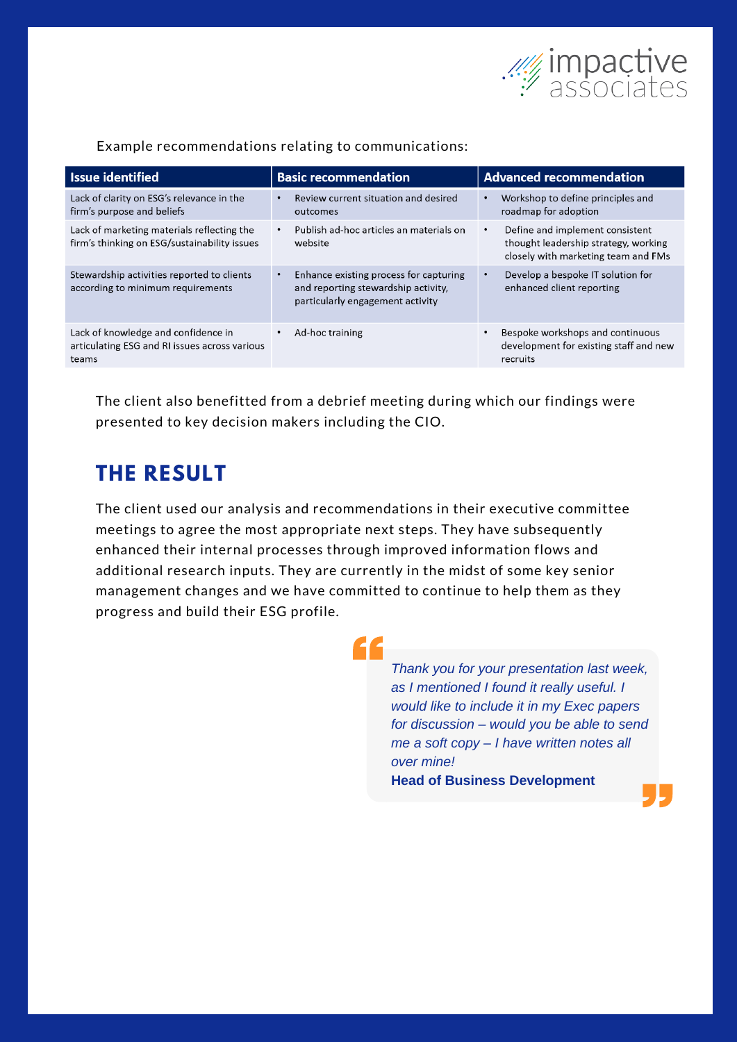Example recommendations relating to communications:

| Issue identified | Basic recommendation | Advanced recommendation |
|---|---|---|
| Lack of clarity on ESG's relevance in the firm's purpose and beliefs | • Review current situation and desired outcomes | • Workshop to define principles and roadmap for adoption |
| Lack of marketing materials reflecting the firm's thinking on ESG/sustainability issues | • Publish ad-hoc articles an materials on website | • Define and implement consistent thought leadership strategy, working closely with marketing team and FMs |
| Stewardship activities reported to clients according to minimum requirements | • Enhance existing process for capturing and reporting stewardship activity, particularly engagement activity | • Develop a bespoke IT solution for enhanced client reporting |
| Lack of knowledge and confidence in articulating ESG and RI issues across various teams | • Ad-hoc training | • Bespoke workshops and continuous development for existing staff and new recruits |

The client also benefitted from a debrief meeting during which our findings were presented to key decision makers including the CIO.

## THE RESULT

The client used our analysis and recommendations in their executive committee meetings to agree the most appropriate next steps. They have subsequently enhanced their internal processes through improved information flows and additional research inputs. They are currently in the midst of some key senior management changes and we have committed to continue to help them as they progress and build their ESG profile.

> *Thank you for your presentation last week, as I mentioned I found it really useful. I would like to include it in my Exec papers for discussion – would you be able to send me a soft copy – I have written notes all over mine!*
>
> **Head of Business Development**